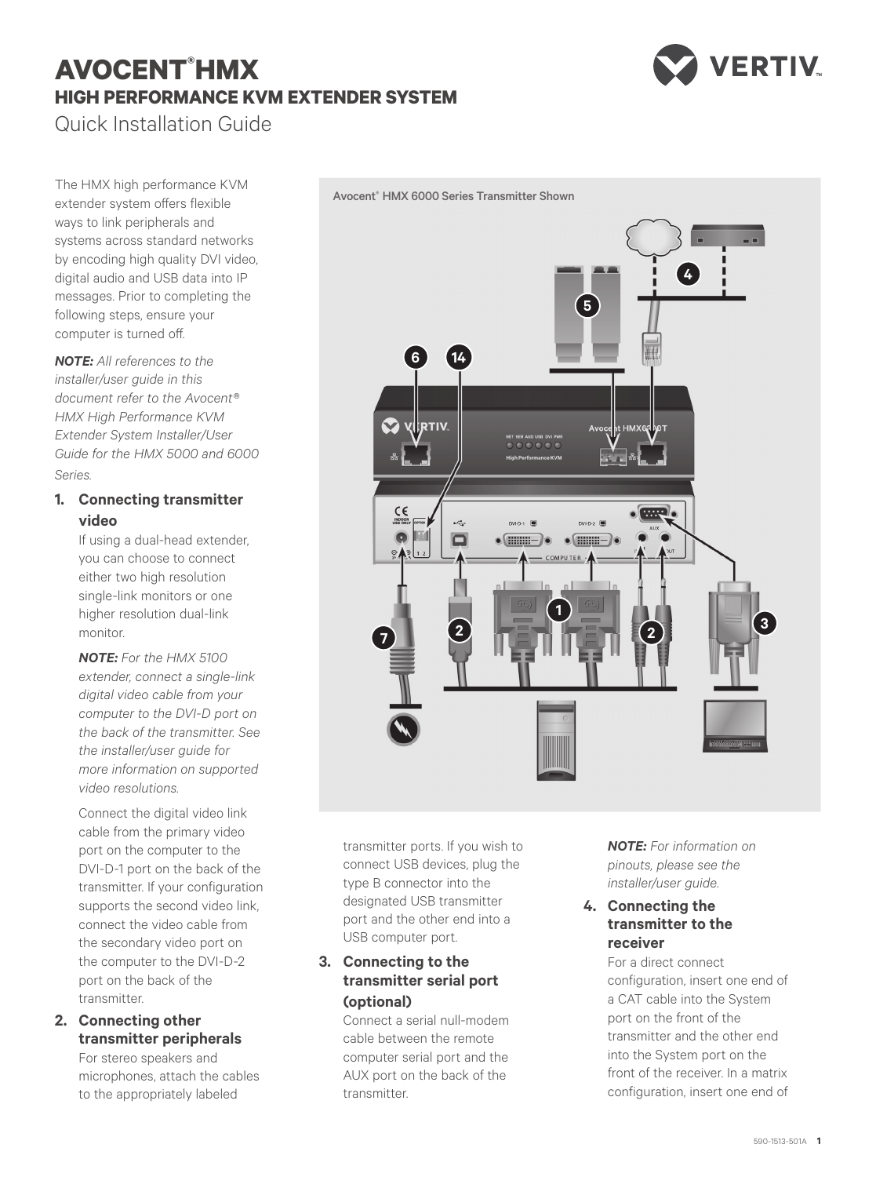# AVOCENT® HMX

## HIGH PERFORMANCE KVM EXTENDER SYSTEM

Quick Installation Guide

The HMX high performance KVM extender system offers flexible ways to link peripherals and systems across standard networks by encoding high quality DVI video, digital audio and USB data into IP messages. Prior to completing the following steps, ensure your computer is turned off.

***NOTE:*** *All references to the installer/user guide in this document refer to the Avocent® HMX High Performance KVM Extender System Installer/User Guide for the HMX 5000 and 6000 Series.*

Avocent® HMX 6000 Series Transmitter Shown

### 1. Connecting transmitter video

If using a dual-head extender, you can choose to connect either two high resolution single-link monitors or one higher resolution dual-link monitor.

***NOTE:*** *For the HMX 5100 extender, connect a single-link digital video cable from your computer to the DVI-D port on the back of the transmitter. See the installer/user guide for more information on supported video resolutions.*

Connect the digital video link cable from the primary video port on the computer to the DVI-D-1 port on the back of the transmitter. If your configuration supports the second video link, connect the video cable from the secondary video port on the computer to the DVI-D-2 port on the back of the transmitter.

### 2. Connecting other transmitter peripherals

For stereo speakers and microphones, attach the cables to the appropriately labeled transmitter ports. If you wish to connect USB devices, plug the type B connector into the designated USB transmitter port and the other end into a USB computer port.

### 3. Connecting to the transmitter serial port (optional)

Connect a serial null-modem cable between the remote computer serial port and the AUX port on the back of the transmitter.

***NOTE:*** *For information on pinouts, please see the installer/user guide.*

### 4. Connecting the transmitter to the receiver

For a direct connect configuration, insert one end of a CAT cable into the System port on the front of the transmitter and the other end into the System port on the front of the receiver. In a matrix configuration, insert one end of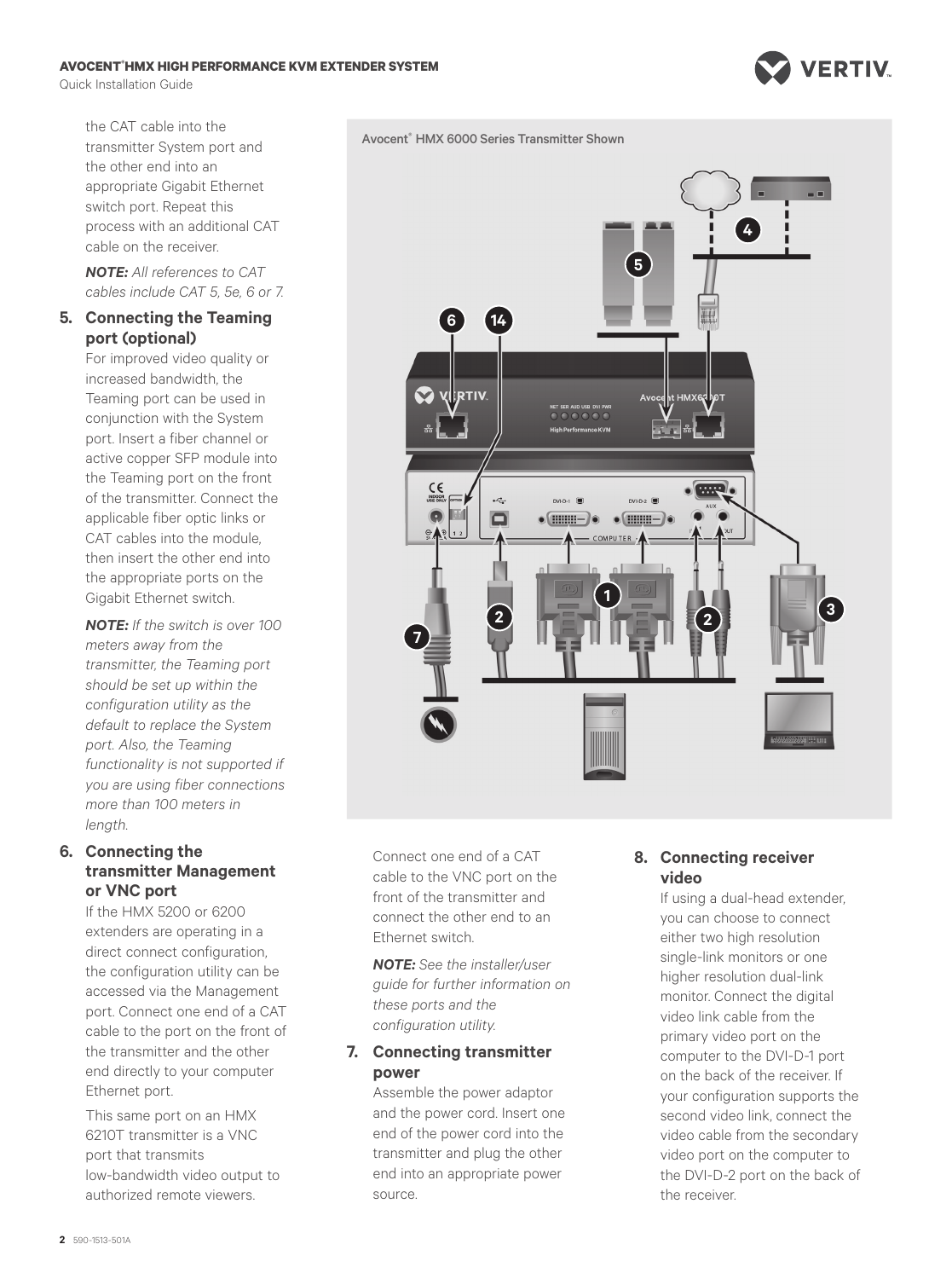the CAT cable into the transmitter System port and the other end into an appropriate Gigabit Ethernet switch port. Repeat this process with an additional CAT cable on the receiver.

***NOTE:*** *All references to CAT cables include CAT 5, 5e, 6 or 7.*

## 5. Connecting the Teaming port (optional)

For improved video quality or increased bandwidth, the Teaming port can be used in conjunction with the System port. Insert a fiber channel or active copper SFP module into the Teaming port on the front of the transmitter. Connect the applicable fiber optic links or CAT cables into the module, then insert the other end into the appropriate ports on the Gigabit Ethernet switch.

***NOTE:*** *If the switch is over 100 meters away from the transmitter, the Teaming port should be set up within the configuration utility as the default to replace the System port. Also, the Teaming functionality is not supported if you are using fiber connections more than 100 meters in length.*

## 6. Connecting the transmitter Management or VNC port

If the HMX 5200 or 6200 extenders are operating in a direct connect configuration, the configuration utility can be accessed via the Management port. Connect one end of a CAT cable to the port on the front of the transmitter and the other end directly to your computer Ethernet port.

This same port on an HMX 6210T transmitter is a VNC port that transmits low-bandwidth video output to authorized remote viewers.

Avocent® HMX 6000 Series Transmitter Shown

Connect one end of a CAT cable to the VNC port on the front of the transmitter and connect the other end to an Ethernet switch.

***NOTE:*** *See the installer/user guide for further information on these ports and the configuration utility.*

## 7. Connecting transmitter power

Assemble the power adaptor and the power cord. Insert one end of the power cord into the transmitter and plug the other end into an appropriate power source.

## 8. Connecting receiver video

If using a dual-head extender, you can choose to connect either two high resolution single-link monitors or one higher resolution dual-link monitor. Connect the digital video link cable from the primary video port on the computer to the DVI-D-1 port on the back of the receiver. If your configuration supports the second video link, connect the video cable from the secondary video port on the computer to the DVI-D-2 port on the back of the receiver.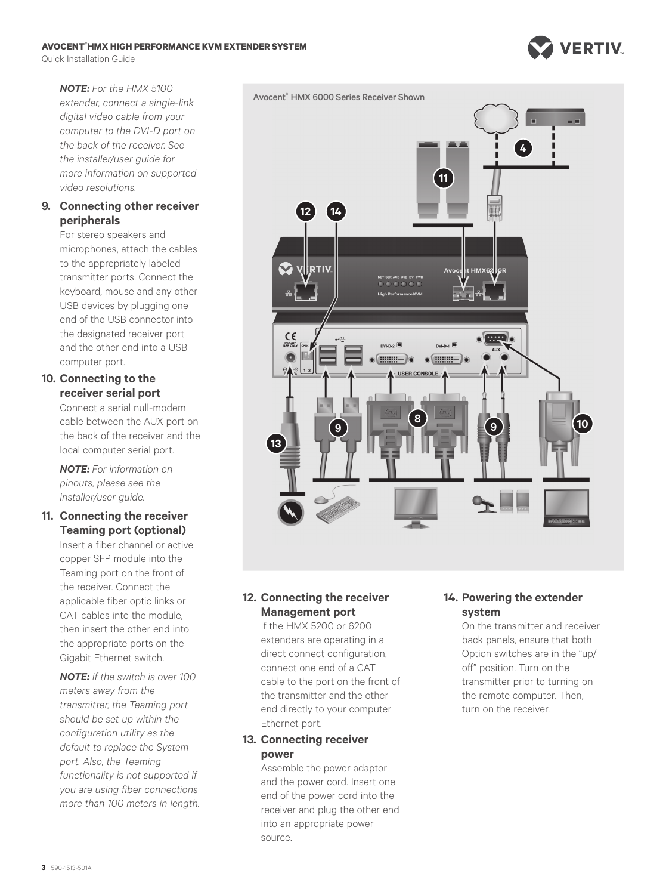***NOTE:*** *For the HMX 5100 extender, connect a single-link digital video cable from your computer to the DVI-D port on the back of the receiver. See the installer/user guide for more information on supported video resolutions.*

## 9. Connecting other receiver peripherals

For stereo speakers and microphones, attach the cables to the appropriately labeled transmitter ports. Connect the keyboard, mouse and any other USB devices by plugging one end of the USB connector into the designated receiver port and the other end into a USB computer port.

## 10. Connecting to the receiver serial port

Connect a serial null-modem cable between the AUX port on the back of the receiver and the local computer serial port.

***NOTE:*** *For information on pinouts, please see the installer/user guide.*

## 11. Connecting the receiver Teaming port (optional)

Insert a fiber channel or active copper SFP module into the Teaming port on the front of the receiver. Connect the applicable fiber optic links or CAT cables into the module, then insert the other end into the appropriate ports on the Gigabit Ethernet switch.

***NOTE:*** *If the switch is over 100 meters away from the transmitter, the Teaming port should be set up within the configuration utility as the default to replace the System port. Also, the Teaming functionality is not supported if you are using fiber connections more than 100 meters in length.*

Avocent® HMX 6000 Series Receiver Shown

## 12. Connecting the receiver Management port

If the HMX 5200 or 6200 extenders are operating in a direct connect configuration, connect one end of a CAT cable to the port on the front of the transmitter and the other end directly to your computer Ethernet port.

## 13. Connecting receiver power

Assemble the power adaptor and the power cord. Insert one end of the power cord into the receiver and plug the other end into an appropriate power source.

## 14. Powering the extender system

On the transmitter and receiver back panels, ensure that both Option switches are in the "up/off" position. Turn on the transmitter prior to turning on the remote computer. Then, turn on the receiver.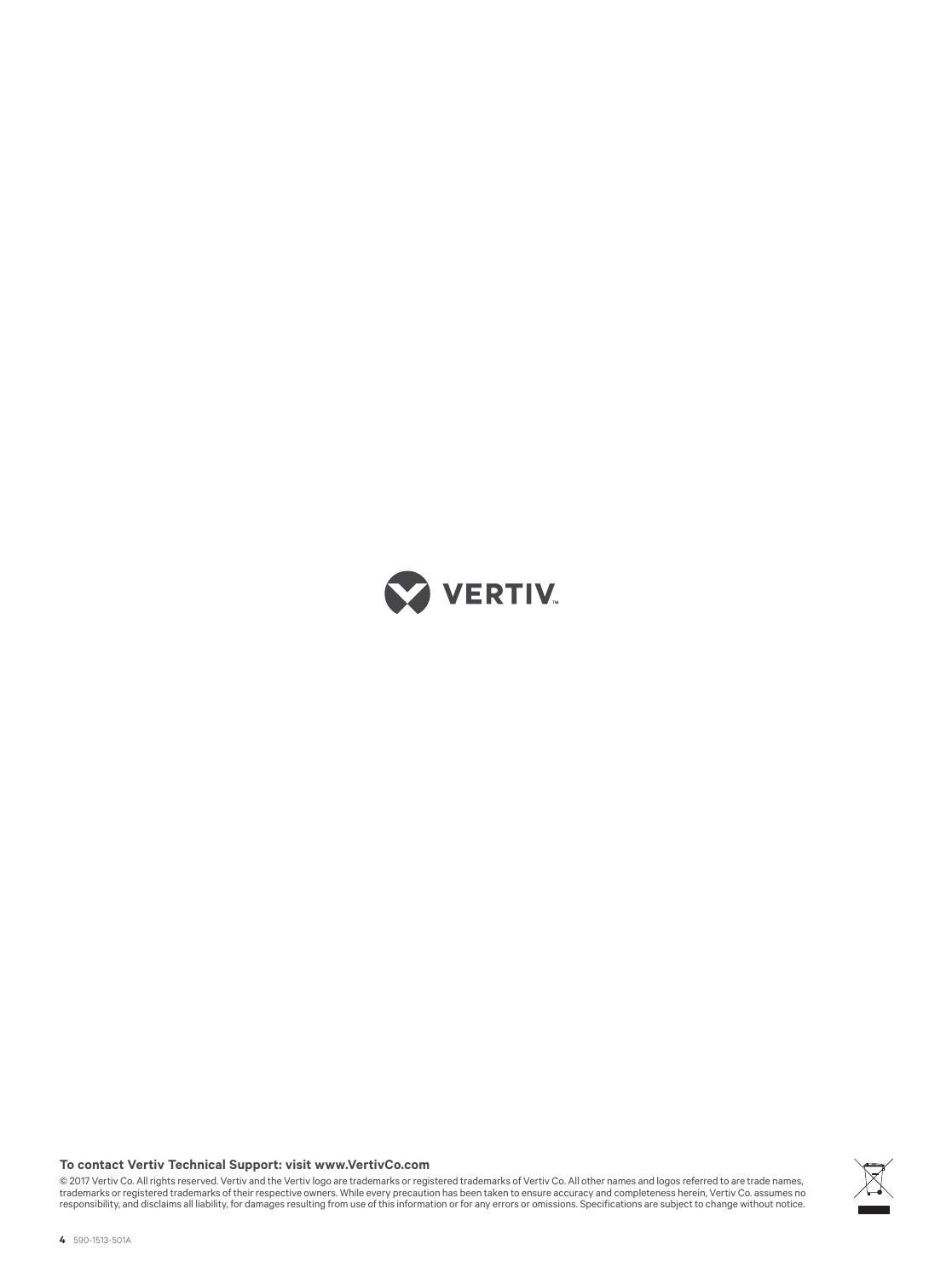VERTIV™

**To contact Vertiv Technical Support: visit www.VertivCo.com**

© 2017 Vertiv Co. All rights reserved. Vertiv and the Vertiv logo are trademarks or registered trademarks of Vertiv Co. All other names and logos referred to are trade names, trademarks or registered trademarks of their respective owners. While every precaution has been taken to ensure accuracy and completeness herein, Vertiv Co. assumes no responsibility, and disclaims all liability, for damages resulting from use of this information or for any errors or omissions. Specifications are subject to change without notice.

590-1513-501A